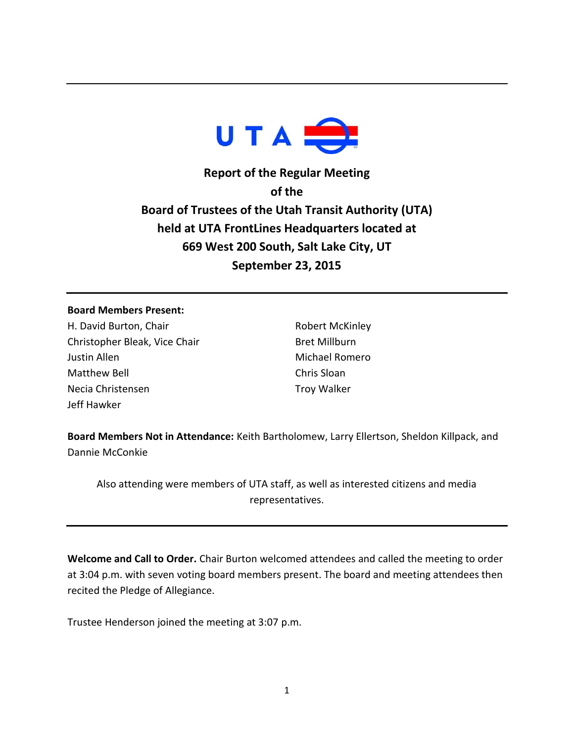UTA

**Report of the Regular Meeting**
**of the**
**Board of Trustees of the Utah Transit Authority (UTA)**
**held at UTA FrontLines Headquarters located at**
**669 West 200 South, Salt Lake City, UT**
**September 23, 2015**

---

**Board Members Present:**

H. David Burton, Chair
Christopher Bleak, Vice Chair
Justin Allen
Matthew Bell
Necia Christensen
Jeff Hawker
Robert McKinley
Bret Millburn
Michael Romero
Chris Sloan
Troy Walker

**Board Members Not in Attendance:** Keith Bartholomew, Larry Ellertson, Sheldon Killpack, and Dannie McConkie

Also attending were members of UTA staff, as well as interested citizens and media representatives.

---

**Welcome and Call to Order.** Chair Burton welcomed attendees and called the meeting to order at 3:04 p.m. with seven voting board members present. The board and meeting attendees then recited the Pledge of Allegiance.

Trustee Henderson joined the meeting at 3:07 p.m.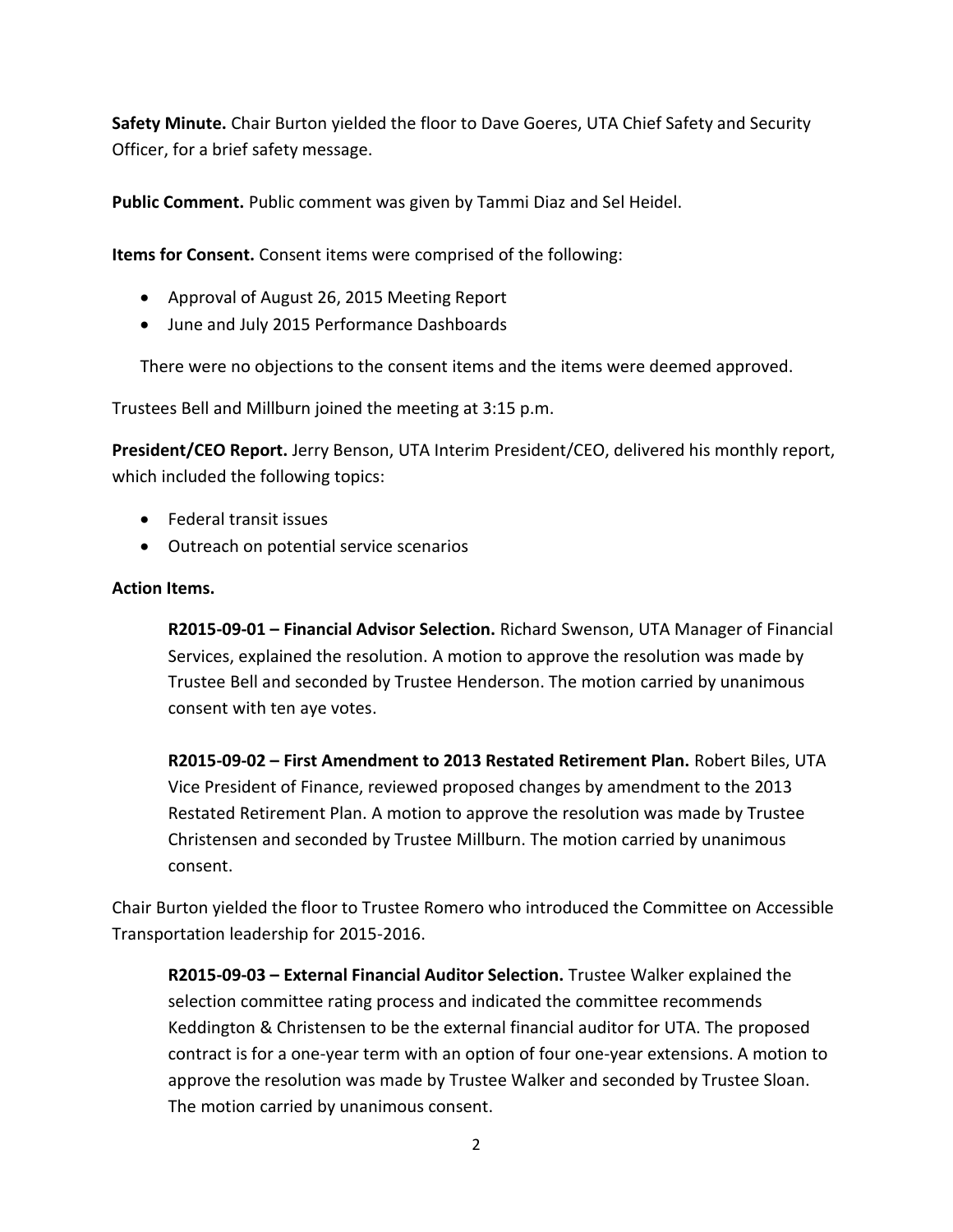**Safety Minute.** Chair Burton yielded the floor to Dave Goeres, UTA Chief Safety and Security Officer, for a brief safety message.

**Public Comment.** Public comment was given by Tammi Diaz and Sel Heidel.

**Items for Consent.** Consent items were comprised of the following:

- Approval of August 26, 2015 Meeting Report
- June and July 2015 Performance Dashboards

There were no objections to the consent items and the items were deemed approved.

Trustees Bell and Millburn joined the meeting at 3:15 p.m.

**President/CEO Report.** Jerry Benson, UTA Interim President/CEO, delivered his monthly report, which included the following topics:

- Federal transit issues
- Outreach on potential service scenarios

**Action Items.**

**R2015-09-01 – Financial Advisor Selection.** Richard Swenson, UTA Manager of Financial Services, explained the resolution. A motion to approve the resolution was made by Trustee Bell and seconded by Trustee Henderson. The motion carried by unanimous consent with ten aye votes.

**R2015-09-02 – First Amendment to 2013 Restated Retirement Plan.** Robert Biles, UTA Vice President of Finance, reviewed proposed changes by amendment to the 2013 Restated Retirement Plan. A motion to approve the resolution was made by Trustee Christensen and seconded by Trustee Millburn. The motion carried by unanimous consent.

Chair Burton yielded the floor to Trustee Romero who introduced the Committee on Accessible Transportation leadership for 2015-2016.

**R2015-09-03 – External Financial Auditor Selection.** Trustee Walker explained the selection committee rating process and indicated the committee recommends Keddington & Christensen to be the external financial auditor for UTA. The proposed contract is for a one-year term with an option of four one-year extensions. A motion to approve the resolution was made by Trustee Walker and seconded by Trustee Sloan. The motion carried by unanimous consent.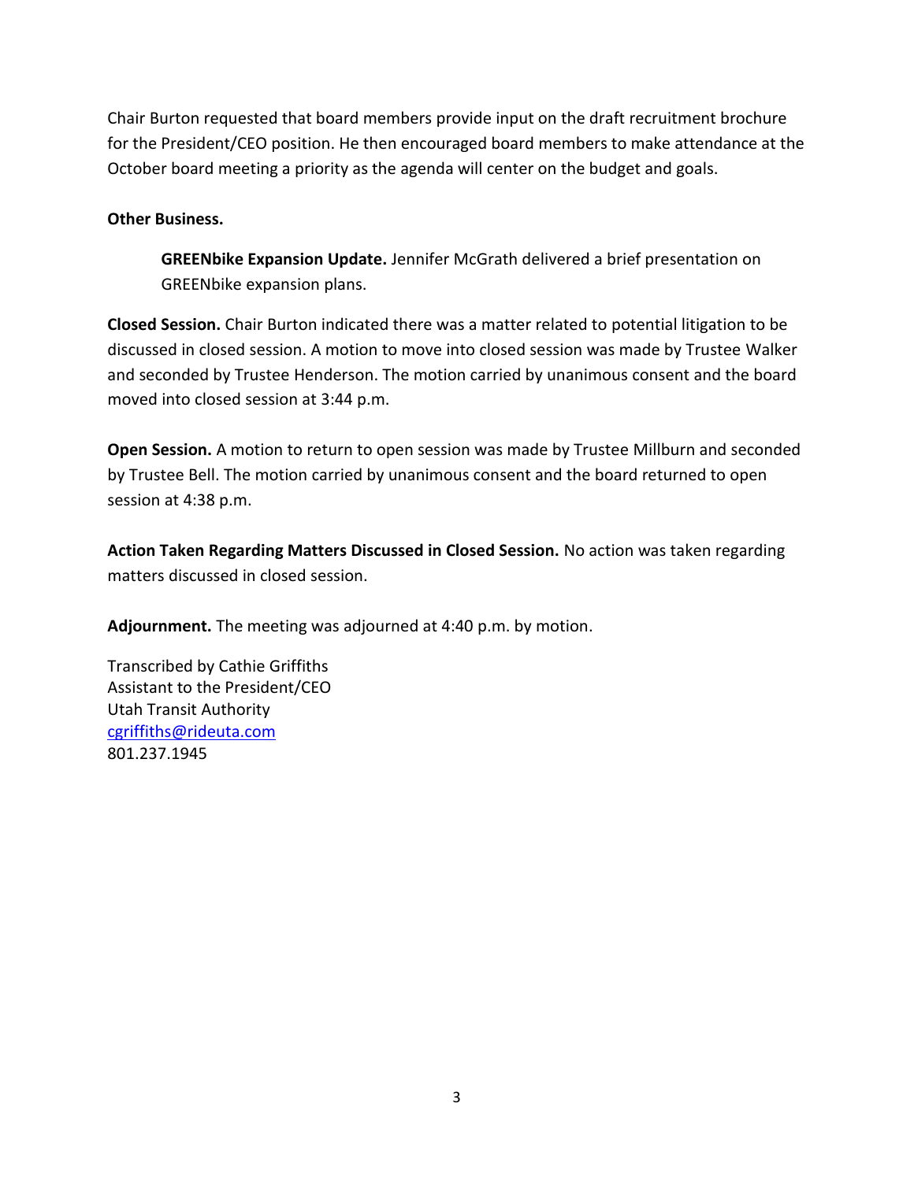Chair Burton requested that board members provide input on the draft recruitment brochure for the President/CEO position. He then encouraged board members to make attendance at the October board meeting a priority as the agenda will center on the budget and goals.

**Other Business.**

> **GREENbike Expansion Update.** Jennifer McGrath delivered a brief presentation on GREENbike expansion plans.

**Closed Session.** Chair Burton indicated there was a matter related to potential litigation to be discussed in closed session. A motion to move into closed session was made by Trustee Walker and seconded by Trustee Henderson. The motion carried by unanimous consent and the board moved into closed session at 3:44 p.m.

**Open Session.** A motion to return to open session was made by Trustee Millburn and seconded by Trustee Bell. The motion carried by unanimous consent and the board returned to open session at 4:38 p.m.

**Action Taken Regarding Matters Discussed in Closed Session.** No action was taken regarding matters discussed in closed session.

**Adjournment.** The meeting was adjourned at 4:40 p.m. by motion.

Transcribed by Cathie Griffiths
Assistant to the President/CEO
Utah Transit Authority
cgriffiths@rideuta.com
801.237.1945